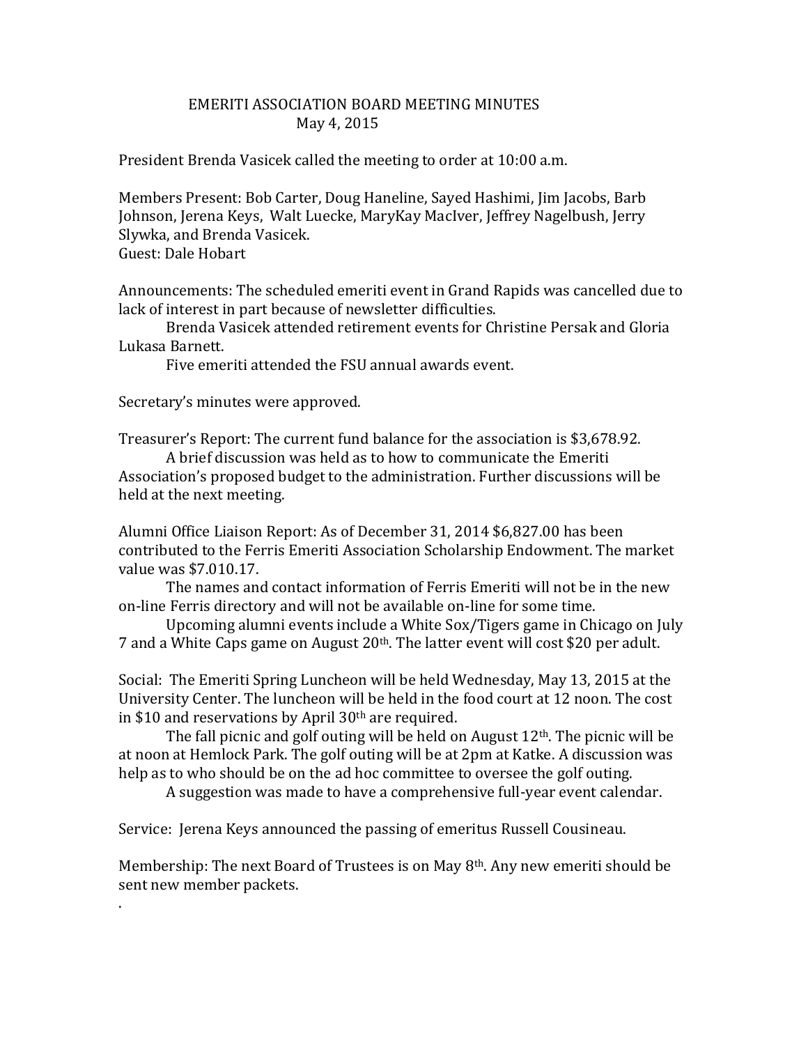# EMERITI ASSOCIATION BOARD MEETING MINUTES
## May 4, 2015

President Brenda Vasicek called the meeting to order at 10:00 a.m.

Members Present: Bob Carter, Doug Haneline, Sayed Hashimi, Jim Jacobs, Barb Johnson, Jerena Keys, Walt Luecke, MaryKay MacIver, Jeffrey Nagelbush, Jerry Slywka, and Brenda Vasicek.
Guest: Dale Hobart

Announcements: The scheduled emeriti event in Grand Rapids was cancelled due to lack of interest in part because of newsletter difficulties.

Brenda Vasicek attended retirement events for Christine Persak and Gloria Lukasa Barnett.

Five emeriti attended the FSU annual awards event.

Secretary's minutes were approved.

Treasurer's Report: The current fund balance for the association is $3,678.92.

A brief discussion was held as to how to communicate the Emeriti Association's proposed budget to the administration. Further discussions will be held at the next meeting.

Alumni Office Liaison Report: As of December 31, 2014 $6,827.00 has been contributed to the Ferris Emeriti Association Scholarship Endowment. The market value was $7.010.17.

The names and contact information of Ferris Emeriti will not be in the new on-line Ferris directory and will not be available on-line for some time.

Upcoming alumni events include a White Sox/Tigers game in Chicago on July 7 and a White Caps game on August 20th. The latter event will cost $20 per adult.

Social: The Emeriti Spring Luncheon will be held Wednesday, May 13, 2015 at the University Center. The luncheon will be held in the food court at 12 noon. The cost in $10 and reservations by April 30th are required.

The fall picnic and golf outing will be held on August 12th. The picnic will be at noon at Hemlock Park. The golf outing will be at 2pm at Katke. A discussion was help as to who should be on the ad hoc committee to oversee the golf outing.

A suggestion was made to have a comprehensive full-year event calendar.

Service: Jerena Keys announced the passing of emeritus Russell Cousineau.

Membership: The next Board of Trustees is on May 8th. Any new emeriti should be sent new member packets.

.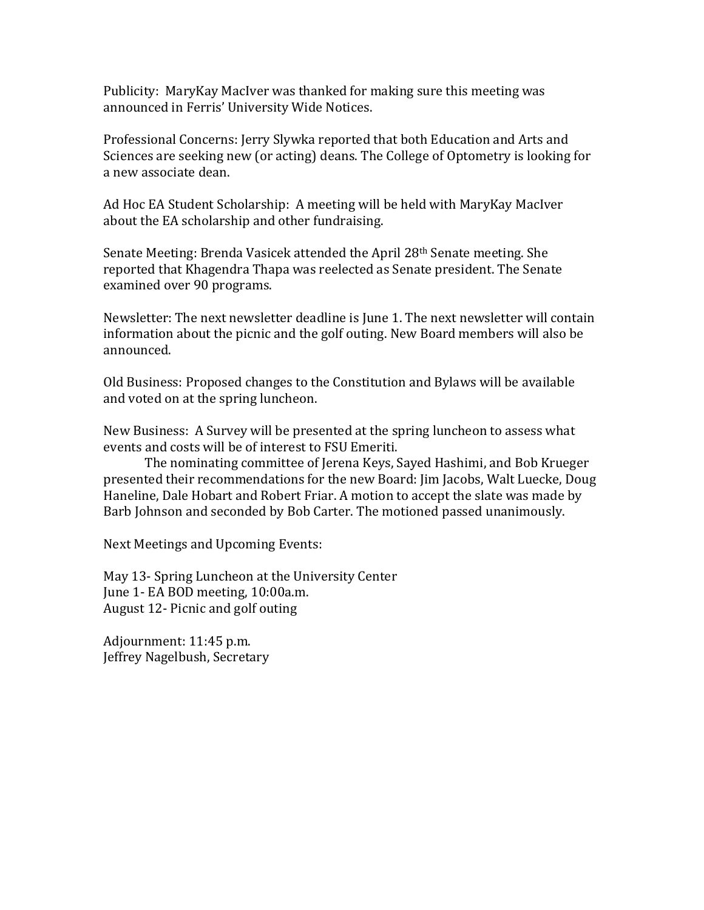Publicity: MaryKay MacIver was thanked for making sure this meeting was announced in Ferris' University Wide Notices.

Professional Concerns: Jerry Slywka reported that both Education and Arts and Sciences are seeking new (or acting) deans. The College of Optometry is looking for a new associate dean.

Ad Hoc EA Student Scholarship: A meeting will be held with MaryKay MacIver about the EA scholarship and other fundraising.

Senate Meeting: Brenda Vasicek attended the April 28th Senate meeting. She reported that Khagendra Thapa was reelected as Senate president. The Senate examined over 90 programs.

Newsletter: The next newsletter deadline is June 1. The next newsletter will contain information about the picnic and the golf outing. New Board members will also be announced.

Old Business: Proposed changes to the Constitution and Bylaws will be available and voted on at the spring luncheon.

New Business: A Survey will be presented at the spring luncheon to assess what events and costs will be of interest to FSU Emeriti.

The nominating committee of Jerena Keys, Sayed Hashimi, and Bob Krueger presented their recommendations for the new Board: Jim Jacobs, Walt Luecke, Doug Haneline, Dale Hobart and Robert Friar. A motion to accept the slate was made by Barb Johnson and seconded by Bob Carter. The motioned passed unanimously.

Next Meetings and Upcoming Events:

May 13- Spring Luncheon at the University Center  
June 1- EA BOD meeting, 10:00a.m.  
August 12- Picnic and golf outing

Adjournment: 11:45 p.m.  
Jeffrey Nagelbush, Secretary